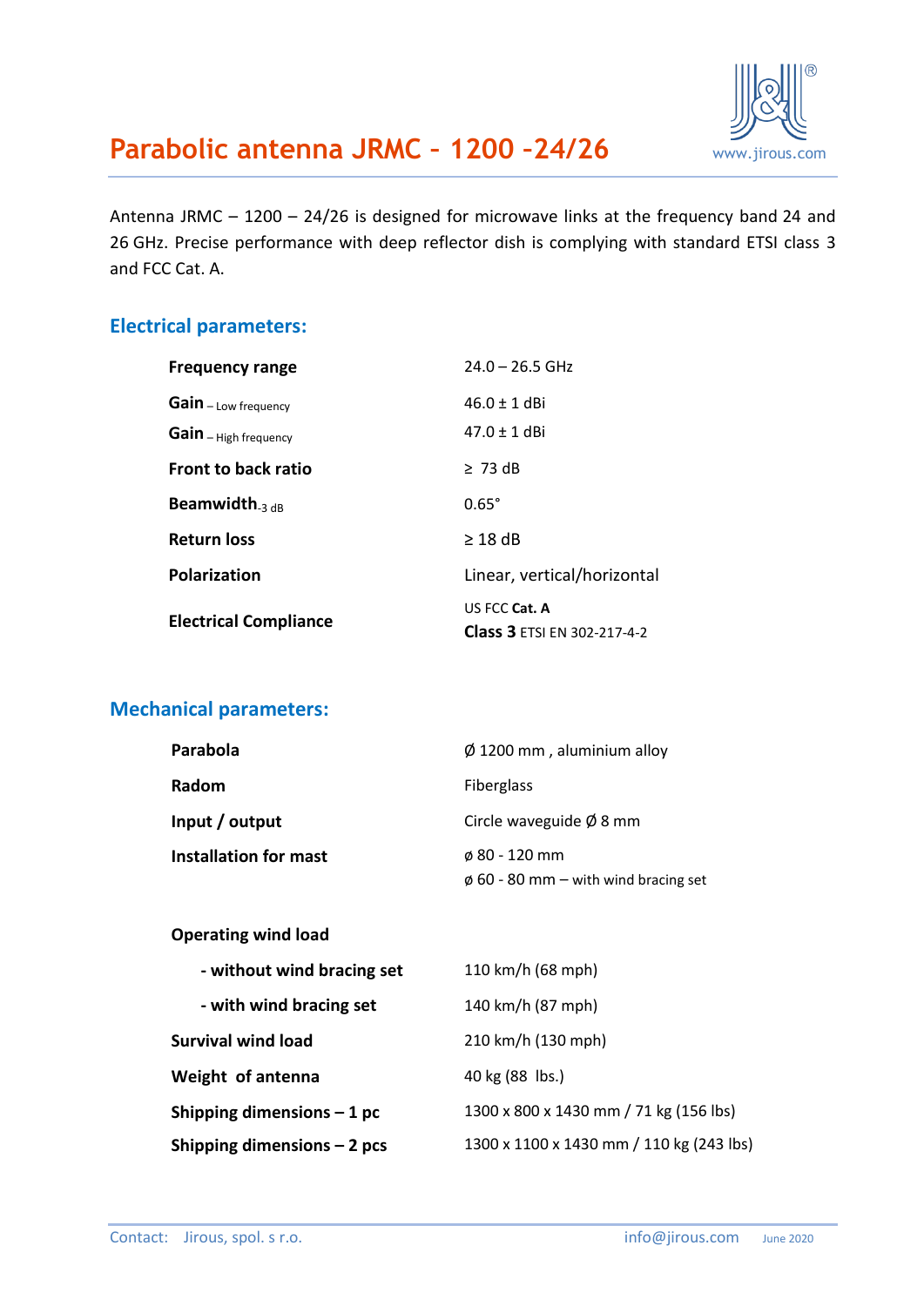# Parabolic antenna JRMC – 1200 –24/26

www.jirous.com

Antenna JRMC – 1200 – 24/26 is designed for microwave links at the frequency band 24 and 26 GHz. Precise performance with deep reflector dish is complying with standard ETSI class 3 and FCC Cat. A.

## Electrical parameters:

| | |
|---|---|
| **Frequency range** | 24.0 – 26.5 GHz |
| **Gain** – Low frequency | 46.0 ± 1 dBi |
| **Gain** – High frequency | 47.0 ± 1 dBi |
| **Front to back ratio** | ≥ 73 dB |
| **Beamwidth** -3 dB | 0.65° |
| **Return loss** | ≥ 18 dB |
| **Polarization** | Linear, vertical/horizontal |
| **Electrical Compliance** | US FCC **Cat. A**<br>**Class 3** ETSI EN 302-217-4-2 |

## Mechanical parameters:

| | |
|---|---|
| **Parabola** | Ø 1200 mm , aluminium alloy |
| **Radom** | Fiberglass |
| **Input / output** | Circle waveguide Ø 8 mm |
| **Installation for mast** | ø 80 - 120 mm<br>ø 60 - 80 mm – with wind bracing set |
| **Operating wind load** | |
| **- without wind bracing set** | 110 km/h (68 mph) |
| **- with wind bracing set** | 140 km/h (87 mph) |
| **Survival wind load** | 210 km/h (130 mph) |
| **Weight of antenna** | 40 kg (88 lbs.) |
| **Shipping dimensions – 1 pc** | 1300 x 800 x 1430 mm / 71 kg (156 lbs) |
| **Shipping dimensions – 2 pcs** | 1300 x 1100 x 1430 mm / 110 kg (243 lbs) |

Contact: Jirous, spol. s r.o. info@jirous.com June 2020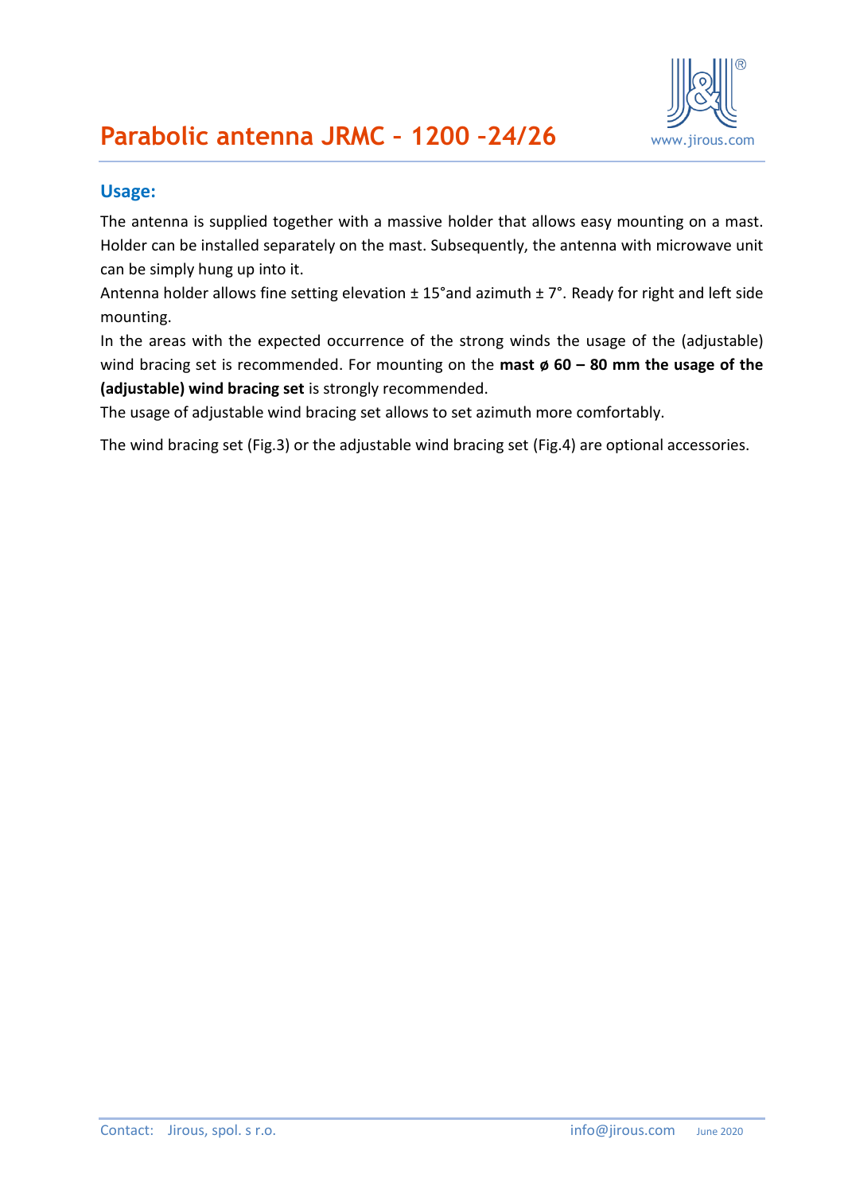# Parabolic antenna JRMC – 1200 –24/26

## Usage:

The antenna is supplied together with a massive holder that allows easy mounting on a mast. Holder can be installed separately on the mast. Subsequently, the antenna with microwave unit can be simply hung up into it.
Antenna holder allows fine setting elevation ± 15°and azimuth ± 7°. Ready for right and left side mounting.
In the areas with the expected occurrence of the strong winds the usage of the (adjustable) wind bracing set is recommended. For mounting on the **mast ø 60 – 80 mm the usage of the (adjustable) wind bracing set** is strongly recommended.
The usage of adjustable wind bracing set allows to set azimuth more comfortably.

The wind bracing set (Fig.3) or the adjustable wind bracing set (Fig.4) are optional accessories.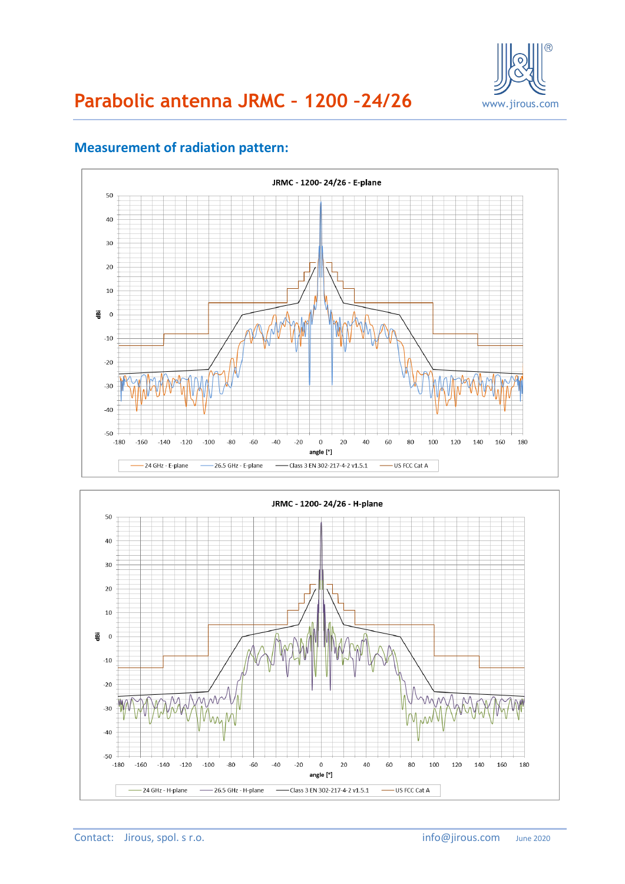# Parabolic antenna JRMC – 1200 –24/26

## Measurement of radiation pattern:

JRMC - 1200- 24/26 - E-plane

24 GHz - E-plane | 26.5 GHz - E-plane | Class 3 EN 302-217-4-2 v1.5.1 | US FCC Cat A

JRMC - 1200- 24/26 - H-plane

24 GHz - H-plane | 26.5 GHz - H-plane | Class 3 EN 302-217-4-2 v1.5.1 | US FCC Cat A

Contact: Jirous, spol. s r.o. info@jirous.com June 2020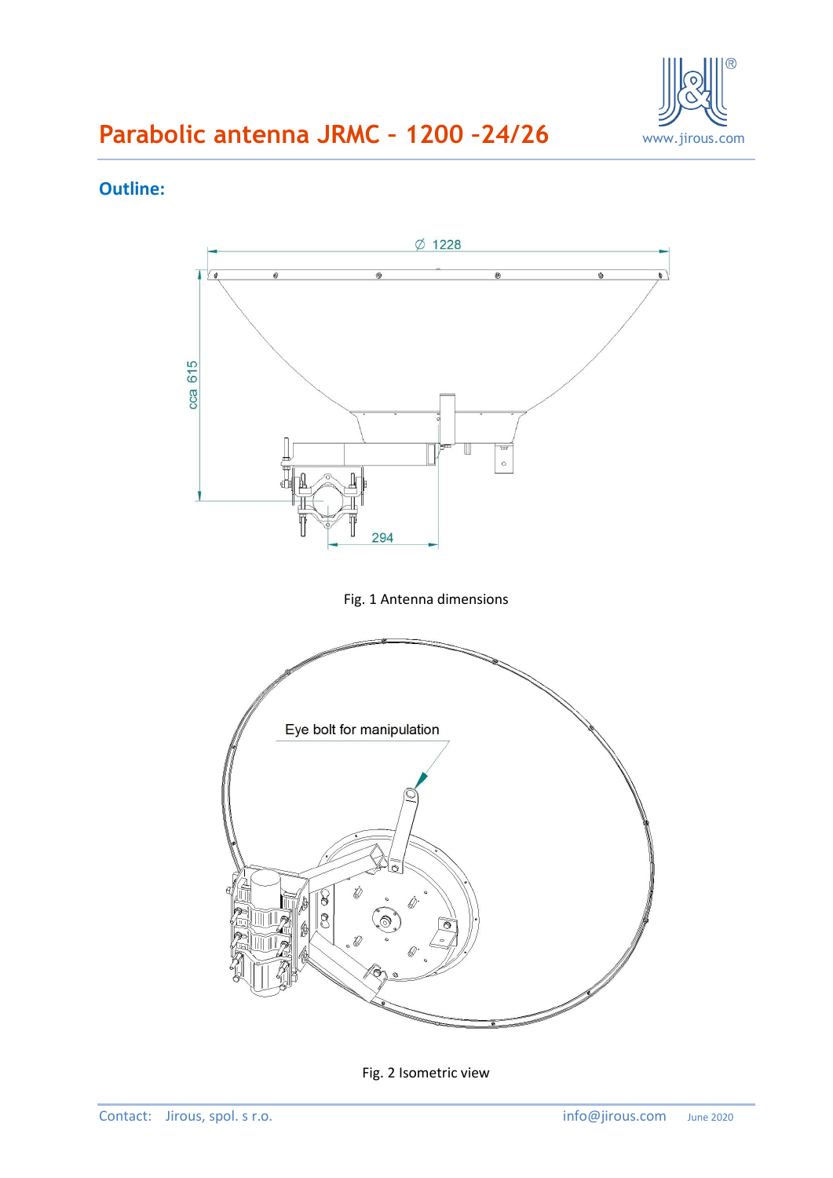# Parabolic antenna JRMC – 1200 –24/26

## Outline:

Fig. 1 Antenna dimensions

Fig. 2 Isometric view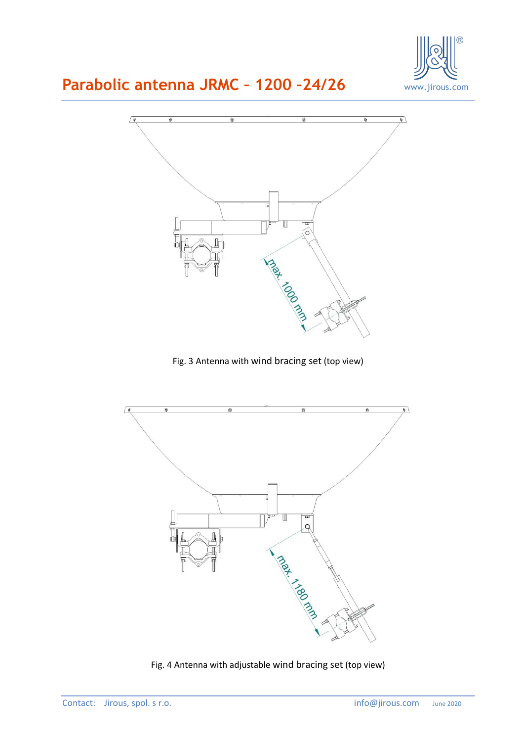Fig. 3 Antenna with wind bracing set (top view)

Fig. 4 Antenna with adjustable wind bracing set (top view)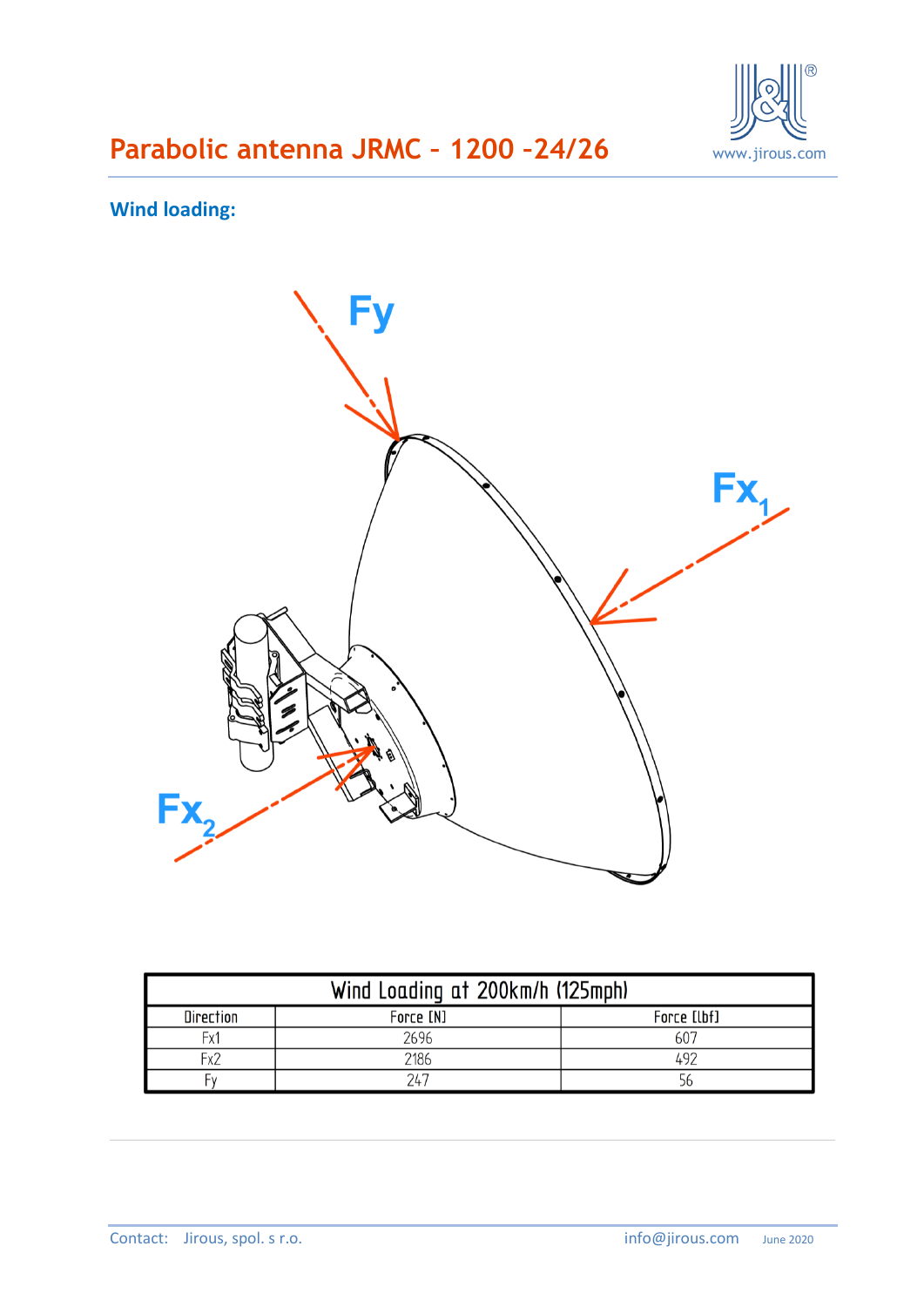# Parabolic antenna JRMC – 1200 –24/26

## Wind loading:

Fy

$Fx_1$

$Fx_2$

| Wind Loading at 200km/h (125mph) | | |
|---|---|---|
| Direction | Force [N] | Force [lbf] |
| Fx1 | 2696 | 607 |
| Fx2 | 2186 | 492 |
| Fy | 247 | 56 |

Contact: Jirous, spol. s r.o. info@jirous.com June 2020